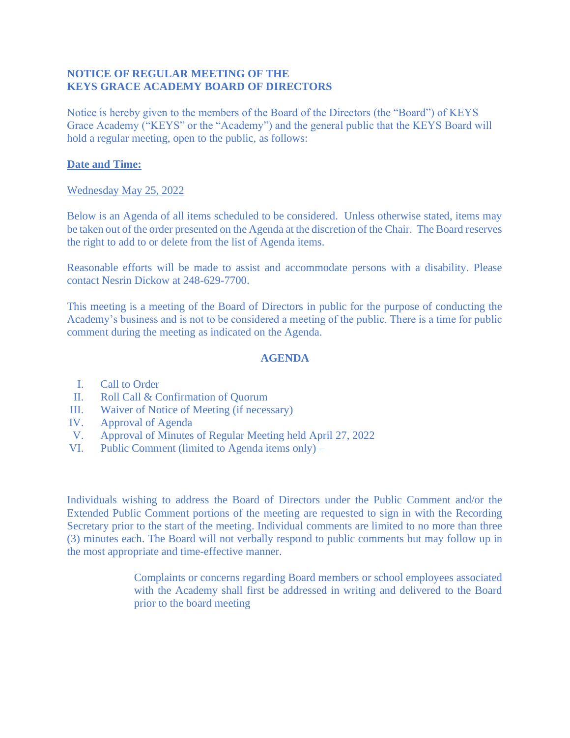**NOTICE OF REGULAR MEETING OF THE**
**KEYS GRACE ACADEMY BOARD OF DIRECTORS**

Notice is hereby given to the members of the Board of the Directors (the "Board") of KEYS Grace Academy ("KEYS" or the "Academy") and the general public that the KEYS Board will hold a regular meeting, open to the public, as follows:

**Date and Time:**

Wednesday May 25, 2022

Below is an Agenda of all items scheduled to be considered. Unless otherwise stated, items may be taken out of the order presented on the Agenda at the discretion of the Chair. The Board reserves the right to add to or delete from the list of Agenda items.

Reasonable efforts will be made to assist and accommodate persons with a disability. Please contact Nesrin Dickow at 248-629-7700.

This meeting is a meeting of the Board of Directors in public for the purpose of conducting the Academy's business and is not to be considered a meeting of the public. There is a time for public comment during the meeting as indicated on the Agenda.

**AGENDA**

I. Call to Order
II. Roll Call & Confirmation of Quorum
III. Waiver of Notice of Meeting (if necessary)
IV. Approval of Agenda
V. Approval of Minutes of Regular Meeting held April 27, 2022
VI. Public Comment (limited to Agenda items only) –

Individuals wishing to address the Board of Directors under the Public Comment and/or the Extended Public Comment portions of the meeting are requested to sign in with the Recording Secretary prior to the start of the meeting. Individual comments are limited to no more than three (3) minutes each. The Board will not verbally respond to public comments but may follow up in the most appropriate and time-effective manner.

> Complaints or concerns regarding Board members or school employees associated with the Academy shall first be addressed in writing and delivered to the Board prior to the board meeting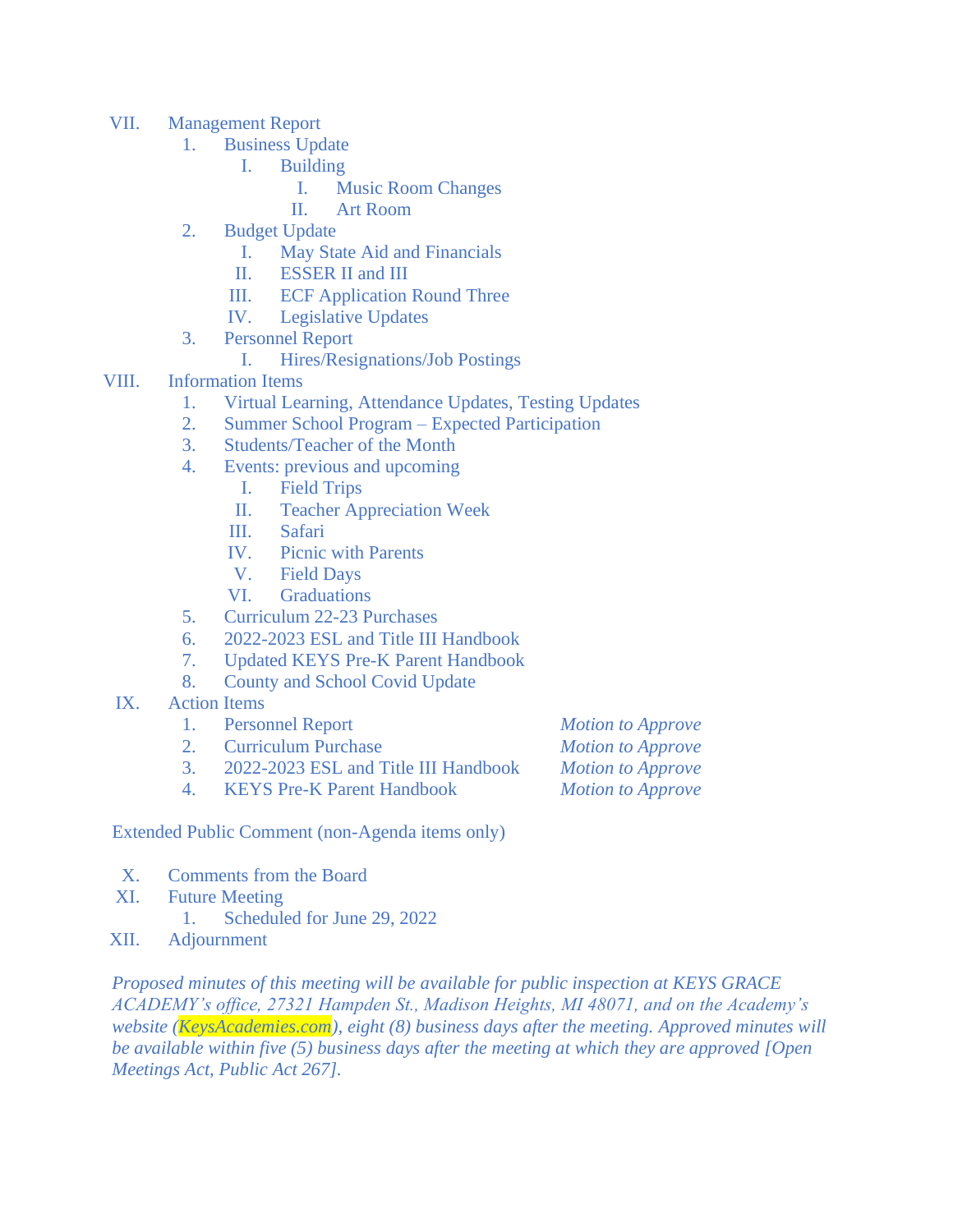VII. Management Report
   1. Business Update
      I. Building
         I. Music Room Changes
         II. Art Room
   2. Budget Update
      I. May State Aid and Financials
      II. ESSER II and III
      III. ECF Application Round Three
      IV. Legislative Updates
   3. Personnel Report
      I. Hires/Resignations/Job Postings

VIII. Information Items
   1. Virtual Learning, Attendance Updates, Testing Updates
   2. Summer School Program – Expected Participation
   3. Students/Teacher of the Month
   4. Events: previous and upcoming
      I. Field Trips
      II. Teacher Appreciation Week
      III. Safari
      IV. Picnic with Parents
      V. Field Days
      VI. Graduations
   5. Curriculum 22-23 Purchases
   6. 2022-2023 ESL and Title III Handbook
   7. Updated KEYS Pre-K Parent Handbook
   8. County and School Covid Update

IX. Action Items
   1. Personnel Report — *Motion to Approve*
   2. Curriculum Purchase — *Motion to Approve*
   3. 2022-2023 ESL and Title III Handbook — *Motion to Approve*
   4. KEYS Pre-K Parent Handbook — *Motion to Approve*

Extended Public Comment (non-Agenda items only)

X. Comments from the Board

XI. Future Meeting
   1. Scheduled for June 29, 2022

XII. Adjournment

*Proposed minutes of this meeting will be available for public inspection at KEYS GRACE ACADEMY's office, 27321 Hampden St., Madison Heights, MI 48071, and on the Academy's website (KeysAcademies.com), eight (8) business days after the meeting. Approved minutes will be available within five (5) business days after the meeting at which they are approved [Open Meetings Act, Public Act 267].*